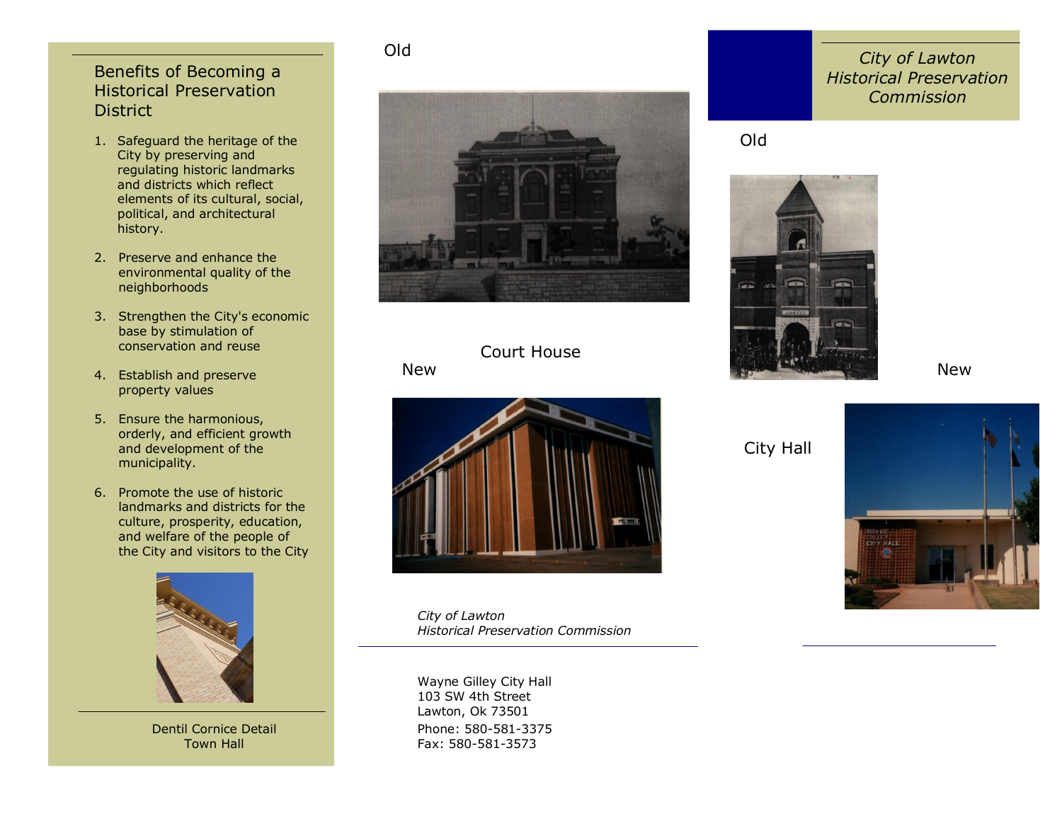## Benefits of Becoming a Historical Preservation District

1. Safeguard the heritage of the City by preserving and regulating historic landmarks and districts which reflect elements of its cultural, social, political, and architectural history.
2. Preserve and enhance the environmental quality of the neighborhoods
3. Strengthen the City's economic base by stimulation of conservation and reuse
4. Establish and preserve property values
5. Ensure the harmonious, orderly, and efficient growth and development of the municipality.
6. Promote the use of historic landmarks and districts for the culture, prosperity, education, and welfare of the people of the City and visitors to the City

Dentil Cornice Detail
Town Hall

Old

Court House

New

*City of Lawton*
*Historical Preservation Commission*

Wayne Gilley City Hall
103 SW 4th Street
Lawton, Ok 73501
Phone: 580-581-3375
Fax: 580-581-3573

# *City of Lawton Historical Preservation Commission*

Old

City Hall

New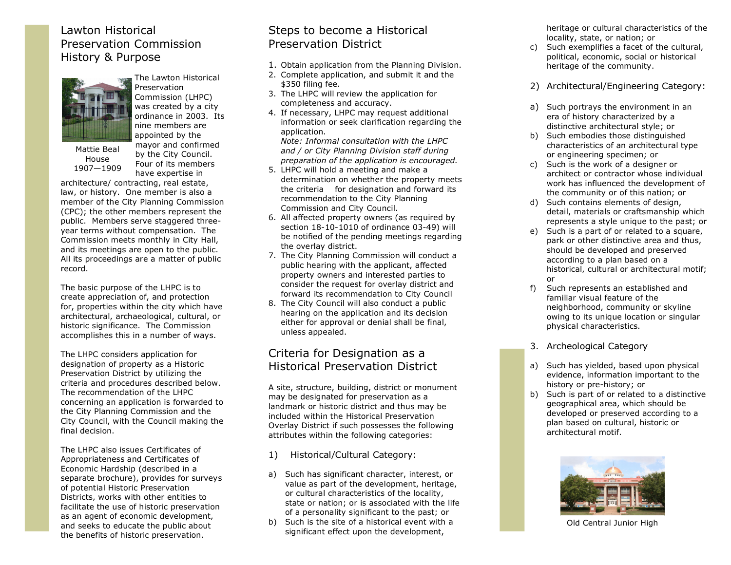## Lawton Historical Preservation Commission History & Purpose

Mattie Beal House
1907—1909

The Lawton Historical Preservation Commission (LHPC) was created by a city ordinance in 2003. Its nine members are appointed by the mayor and confirmed by the City Council. Four of its members have expertise in architecture/ contracting, real estate, law, or history. One member is also a member of the City Planning Commission (CPC); the other members represent the public. Members serve staggered three-year terms without compensation. The Commission meets monthly in City Hall, and its meetings are open to the public. All its proceedings are a matter of public record.

The basic purpose of the LHPC is to create appreciation of, and protection for, properties within the city which have architectural, archaeological, cultural, or historic significance. The Commission accomplishes this in a number of ways.

The LHPC considers application for designation of property as a Historic Preservation District by utilizing the criteria and procedures described below. The recommendation of the LHPC concerning an application is forwarded to the City Planning Commission and the City Council, with the Council making the final decision.

The LHPC also issues Certificates of Appropriateness and Certificates of Economic Hardship (described in a separate brochure), provides for surveys of potential Historic Preservation Districts, works with other entities to facilitate the use of historic preservation as an agent of economic development, and seeks to educate the public about the benefits of historic preservation.

## Steps to become a Historical Preservation District

1. Obtain application from the Planning Division.
2. Complete application, and submit it and the $350 filing fee.
3. The LHPC will review the application for completeness and accuracy.
4. If necessary, LHPC may request additional information or seek clarification regarding the application.
   *Note: Informal consultation with the LHPC and / or City Planning Division staff during preparation of the application is encouraged.*
5. LHPC will hold a meeting and make a determination on whether the property meets the criteria for designation and forward its recommendation to the City Planning Commission and City Council.
6. All affected property owners (as required by section 18-10-1010 of ordinance 03-49) will be notified of the pending meetings regarding the overlay district.
7. The City Planning Commission will conduct a public hearing with the applicant, affected property owners and interested parties to consider the request for overlay district and forward its recommendation to City Council
8. The City Council will also conduct a public hearing on the application and its decision either for approval or denial shall be final, unless appealed.

## Criteria for Designation as a Historical Preservation District

A site, structure, building, district or monument may be designated for preservation as a landmark or historic district and thus may be included within the Historical Preservation Overlay District if such possesses the following attributes within the following categories:

1) Historical/Cultural Category:

a) Such has significant character, interest, or value as part of the development, heritage, or cultural characteristics of the locality, state or nation; or is associated with the life of a personality significant to the past; or
b) Such is the site of a historical event with a significant effect upon the development, heritage or cultural characteristics of the locality, state, or nation; or
c) Such exemplifies a facet of the cultural, political, economic, social or historical heritage of the community.

2) Architectural/Engineering Category:

a) Such portrays the environment in an era of history characterized by a distinctive architectural style; or
b) Such embodies those distinguished characteristics of an architectural type or engineering specimen; or
c) Such is the work of a designer or architect or contractor whose individual work has influenced the development of the community or of this nation; or
d) Such contains elements of design, detail, materials or craftsmanship which represents a style unique to the past; or
e) Such is a part of or related to a square, park or other distinctive area and thus, should be developed and preserved according to a plan based on a historical, cultural or architectural motif; or
f) Such represents an established and familiar visual feature of the neighborhood, community or skyline owing to its unique location or singular physical characteristics.

3. Archeological Category

a) Such has yielded, based upon physical evidence, information important to the history or pre-history; or
b) Such is part of or related to a distinctive geographical area, which should be developed or preserved according to a plan based on cultural, historic or architectural motif.

Old Central Junior High